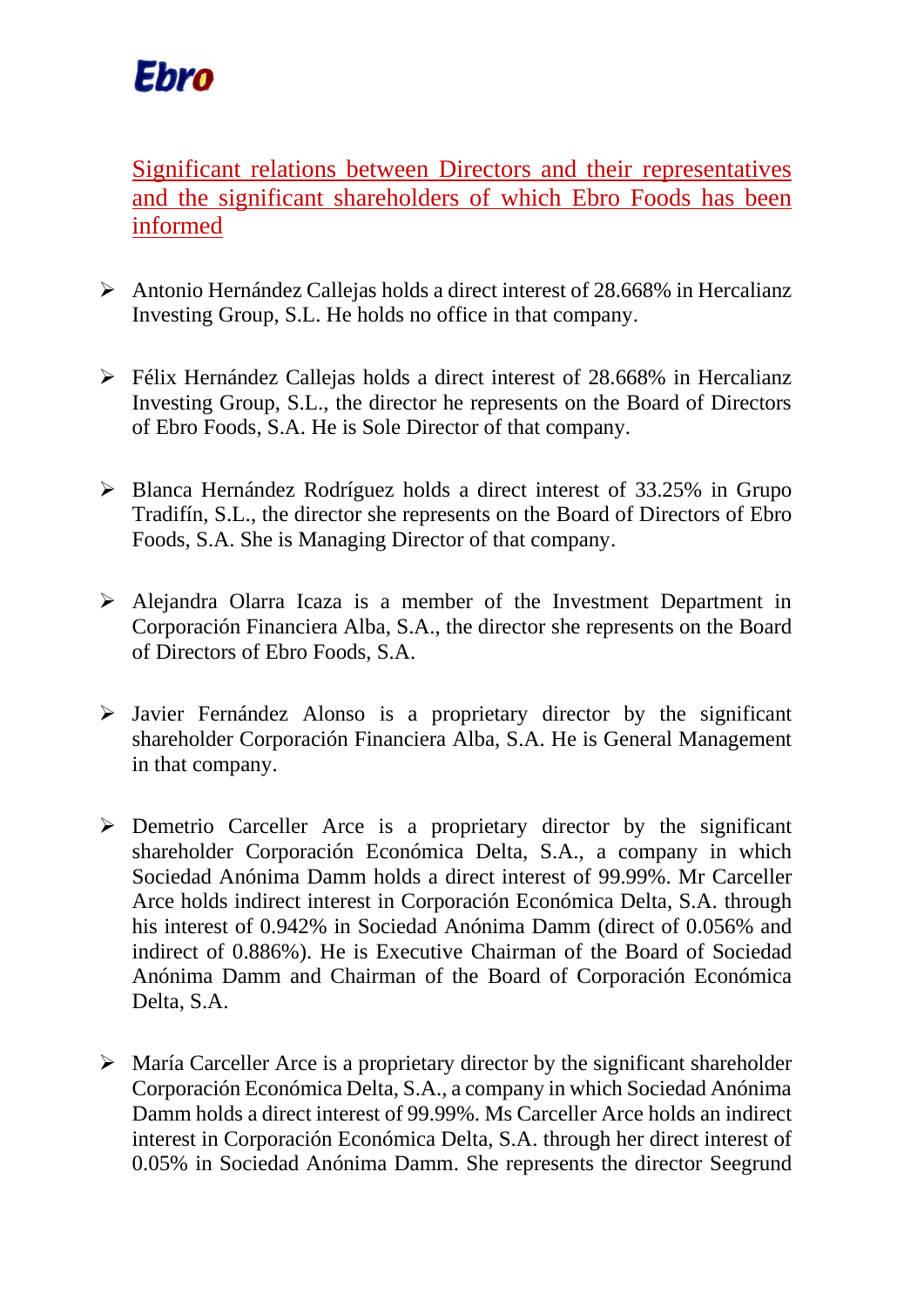Ebro

## Significant relations between Directors and their representatives and the significant shareholders of which Ebro Foods has been informed

- Antonio Hernández Callejas holds a direct interest of 28.668% in Hercalianz Investing Group, S.L. He holds no office in that company.

- Félix Hernández Callejas holds a direct interest of 28.668% in Hercalianz Investing Group, S.L., the director he represents on the Board of Directors of Ebro Foods, S.A. He is Sole Director of that company.

- Blanca Hernández Rodríguez holds a direct interest of 33.25% in Grupo Tradifín, S.L., the director she represents on the Board of Directors of Ebro Foods, S.A. She is Managing Director of that company.

- Alejandra Olarra Icaza is a member of the Investment Department in Corporación Financiera Alba, S.A., the director she represents on the Board of Directors of Ebro Foods, S.A.

- Javier Fernández Alonso is a proprietary director by the significant shareholder Corporación Financiera Alba, S.A. He is General Management in that company.

- Demetrio Carceller Arce is a proprietary director by the significant shareholder Corporación Económica Delta, S.A., a company in which Sociedad Anónima Damm holds a direct interest of 99.99%. Mr Carceller Arce holds indirect interest in Corporación Económica Delta, S.A. through his interest of 0.942% in Sociedad Anónima Damm (direct of 0.056% and indirect of 0.886%). He is Executive Chairman of the Board of Sociedad Anónima Damm and Chairman of the Board of Corporación Económica Delta, S.A.

- María Carceller Arce is a proprietary director by the significant shareholder Corporación Económica Delta, S.A., a company in which Sociedad Anónima Damm holds a direct interest of 99.99%. Ms Carceller Arce holds an indirect interest in Corporación Económica Delta, S.A. through her direct interest of 0.05% in Sociedad Anónima Damm. She represents the director Seegrund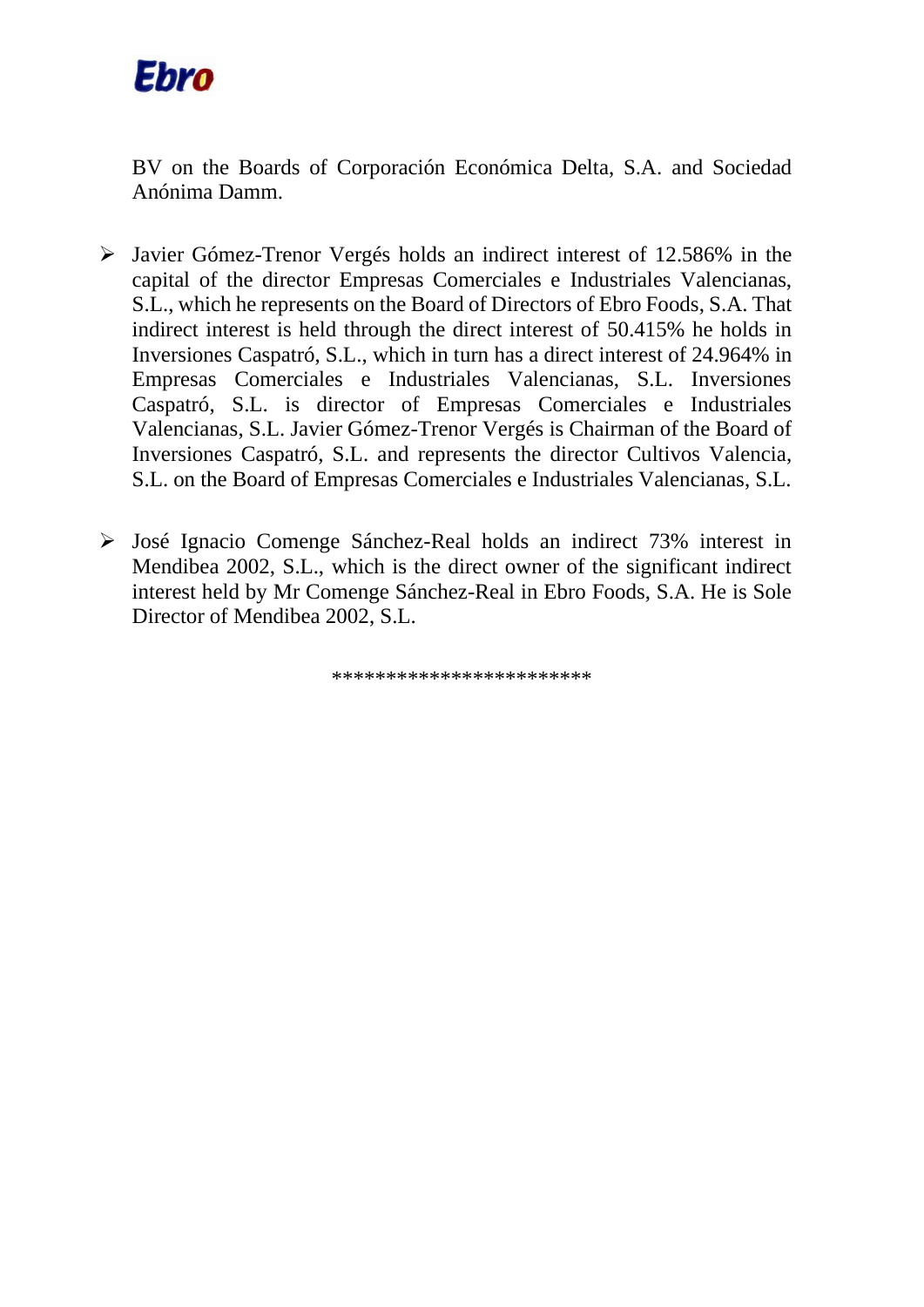BV on the Boards of Corporación Económica Delta, S.A. and Sociedad Anónima Damm.

- Javier Gómez-Trenor Vergés holds an indirect interest of 12.586% in the capital of the director Empresas Comerciales e Industriales Valencianas, S.L., which he represents on the Board of Directors of Ebro Foods, S.A. That indirect interest is held through the direct interest of 50.415% he holds in Inversiones Caspatró, S.L., which in turn has a direct interest of 24.964% in Empresas Comerciales e Industriales Valencianas, S.L. Inversiones Caspatró, S.L. is director of Empresas Comerciales e Industriales Valencianas, S.L. Javier Gómez-Trenor Vergés is Chairman of the Board of Inversiones Caspatró, S.L. and represents the director Cultivos Valencia, S.L. on the Board of Empresas Comerciales e Industriales Valencianas, S.L.

- José Ignacio Comenge Sánchez-Real holds an indirect 73% interest in Mendibea 2002, S.L., which is the direct owner of the significant indirect interest held by Mr Comenge Sánchez-Real in Ebro Foods, S.A. He is Sole Director of Mendibea 2002, S.L.

************************